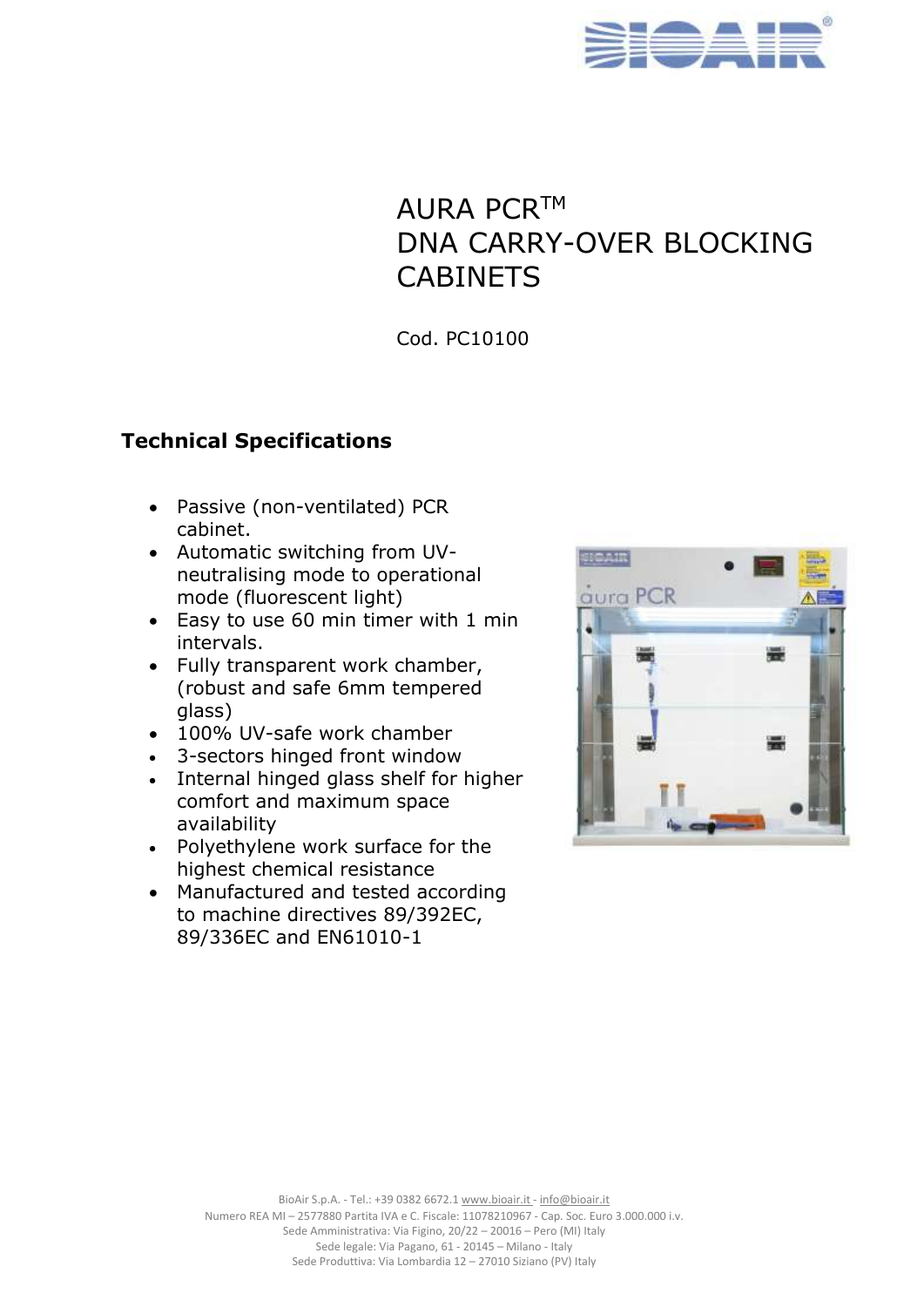# AURA PCR™ DNA CARRY-OVER BLOCKING CABINETS

Cod. PC10100

## Technical Specifications

- Passive (non-ventilated) PCR cabinet.
- Automatic switching from UV-neutralising mode to operational mode (fluorescent light)
- Easy to use 60 min timer with 1 min intervals.
- Fully transparent work chamber, (robust and safe 6mm tempered glass)
- 100% UV-safe work chamber
- 3-sectors hinged front window
- Internal hinged glass shelf for higher comfort and maximum space availability
- Polyethylene work surface for the highest chemical resistance
- Manufactured and tested according to machine directives 89/392EC, 89/336EC and EN61010-1

BioAir S.p.A. - Tel.: +39 0382 6672.1 www.bioair.it - info@bioair.it
Numero REA MI – 2577880 Partita IVA e C. Fiscale: 11078210967 - Cap. Soc. Euro 3.000.000 i.v.
Sede Amministrativa: Via Figino, 20/22 – 20016 – Pero (MI) Italy
Sede legale: Via Pagano, 61 - 20145 – Milano - Italy
Sede Produttiva: Via Lombardia 12 – 27010 Siziano (PV) Italy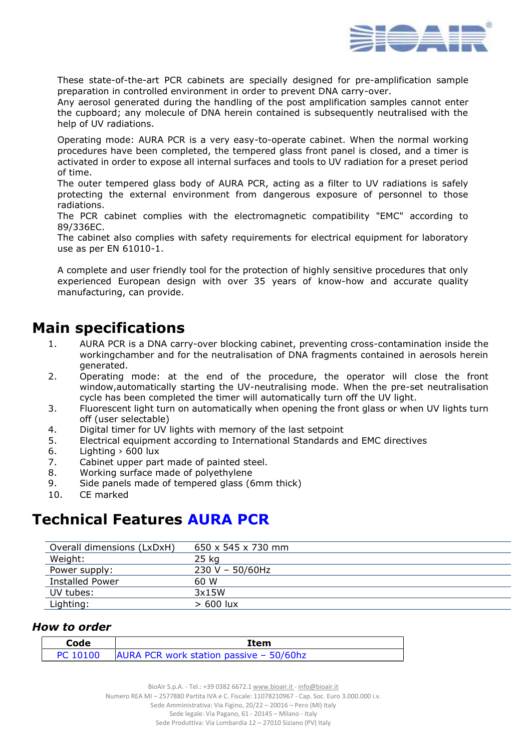These state-of-the-art PCR cabinets are specially designed for pre-amplification sample preparation in controlled environment in order to prevent DNA carry-over.
Any aerosol generated during the handling of the post amplification samples cannot enter the cupboard; any molecule of DNA herein contained is subsequently neutralised with the help of UV radiations.

Operating mode: AURA PCR is a very easy-to-operate cabinet. When the normal working procedures have been completed, the tempered glass front panel is closed, and a timer is activated in order to expose all internal surfaces and tools to UV radiation for a preset period of time.
The outer tempered glass body of AURA PCR, acting as a filter to UV radiations is safely protecting the external environment from dangerous exposure of personnel to those radiations.
The PCR cabinet complies with the electromagnetic compatibility "EMC" according to 89/336EC.
The cabinet also complies with safety requirements for electrical equipment for laboratory use as per EN 61010-1.

A complete and user friendly tool for the protection of highly sensitive procedures that only experienced European design with over 35 years of know-how and accurate quality manufacturing, can provide.

## Main specifications

1. AURA PCR is a DNA carry-over blocking cabinet, preventing cross-contamination inside the workingchamber and for the neutralisation of DNA fragments contained in aerosols herein generated.
2. Operating mode: at the end of the procedure, the operator will close the front window,automatically starting the UV-neutralising mode. When the pre-set neutralisation cycle has been completed the timer will automatically turn off the UV light.
3. Fluorescent light turn on automatically when opening the front glass or when UV lights turn off (user selectable)
4. Digital timer for UV lights with memory of the last setpoint
5. Electrical equipment according to International Standards and EMC directives
6. Lighting › 600 lux
7. Cabinet upper part made of painted steel.
8. Working surface made of polyethylene
9. Side panels made of tempered glass (6mm thick)
10. CE marked

## Technical Features AURA PCR

| | |
|---|---|
| Overall dimensions (LxDxH) | 650 x 545 x 730 mm |
| Weight: | 25 kg |
| Power supply: | 230 V – 50/60Hz |
| Installed Power | 60 W |
| UV tubes: | 3x15W |
| Lighting: | > 600 lux |

### *How to order*

| Code | Item |
|---|---|
| PC 10100 | AURA PCR work station passive – 50/60hz |